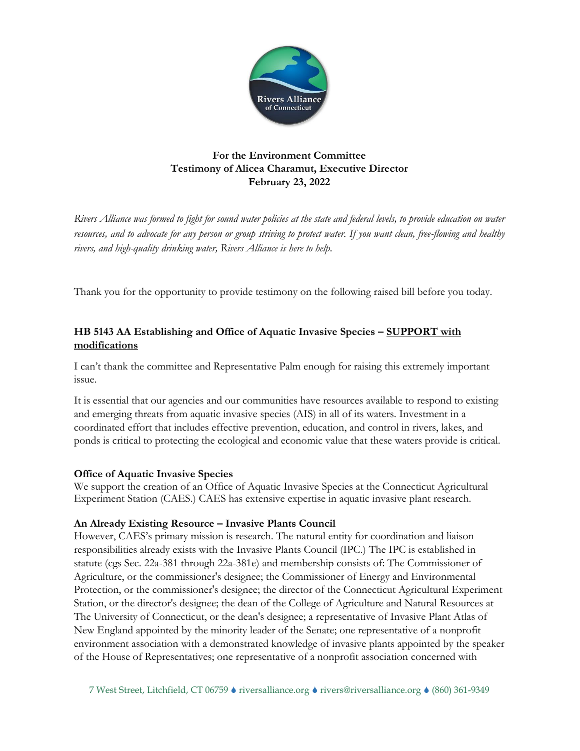**For the Environment Committee**
**Testimony of Alicea Charamut, Executive Director**
**February 23, 2022**

*Rivers Alliance was formed to fight for sound water policies at the state and federal levels, to provide education on water resources, and to advocate for any person or group striving to protect water. If you want clean, free-flowing and healthy rivers, and high-quality drinking water, Rivers Alliance is here to help.*

Thank you for the opportunity to provide testimony on the following raised bill before you today.

## HB 5143 AA Establishing and Office of Aquatic Invasive Species – <u>SUPPORT with modifications</u>

I can't thank the committee and Representative Palm enough for raising this extremely important issue.

It is essential that our agencies and our communities have resources available to respond to existing and emerging threats from aquatic invasive species (AIS) in all of its waters. Investment in a coordinated effort that includes effective prevention, education, and control in rivers, lakes, and ponds is critical to protecting the ecological and economic value that these waters provide is critical.

### Office of Aquatic Invasive Species

We support the creation of an Office of Aquatic Invasive Species at the Connecticut Agricultural Experiment Station (CAES.) CAES has extensive expertise in aquatic invasive plant research.

### An Already Existing Resource – Invasive Plants Council

However, CAES's primary mission is research. The natural entity for coordination and liaison responsibilities already exists with the Invasive Plants Council (IPC.) The IPC is established in statute (cgs Sec. 22a-381 through 22a-381e) and membership consists of: The Commissioner of Agriculture, or the commissioner's designee; the Commissioner of Energy and Environmental Protection, or the commissioner's designee; the director of the Connecticut Agricultural Experiment Station, or the director's designee; the dean of the College of Agriculture and Natural Resources at The University of Connecticut, or the dean's designee; a representative of Invasive Plant Atlas of New England appointed by the minority leader of the Senate; one representative of a nonprofit environment association with a demonstrated knowledge of invasive plants appointed by the speaker of the House of Representatives; one representative of a nonprofit association concerned with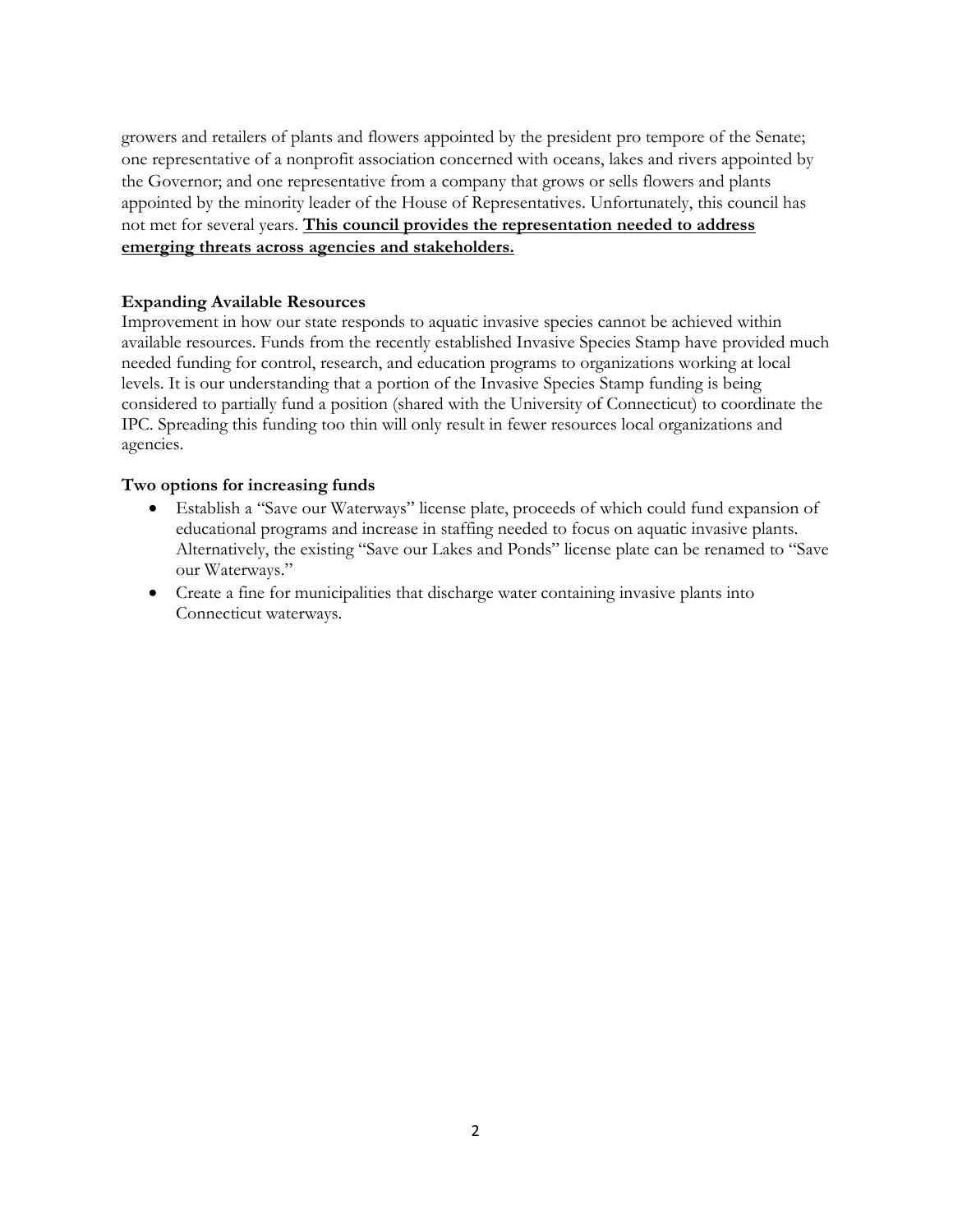growers and retailers of plants and flowers appointed by the president pro tempore of the Senate; one representative of a nonprofit association concerned with oceans, lakes and rivers appointed by the Governor; and one representative from a company that grows or sells flowers and plants appointed by the minority leader of the House of Representatives. Unfortunately, this council has not met for several years. **This council provides the representation needed to address emerging threats across agencies and stakeholders.**

**Expanding Available Resources**

Improvement in how our state responds to aquatic invasive species cannot be achieved within available resources. Funds from the recently established Invasive Species Stamp have provided much needed funding for control, research, and education programs to organizations working at local levels. It is our understanding that a portion of the Invasive Species Stamp funding is being considered to partially fund a position (shared with the University of Connecticut) to coordinate the IPC. Spreading this funding too thin will only result in fewer resources local organizations and agencies.

**Two options for increasing funds**

- Establish a "Save our Waterways" license plate, proceeds of which could fund expansion of educational programs and increase in staffing needed to focus on aquatic invasive plants. Alternatively, the existing "Save our Lakes and Ponds" license plate can be renamed to "Save our Waterways."
- Create a fine for municipalities that discharge water containing invasive plants into Connecticut waterways.